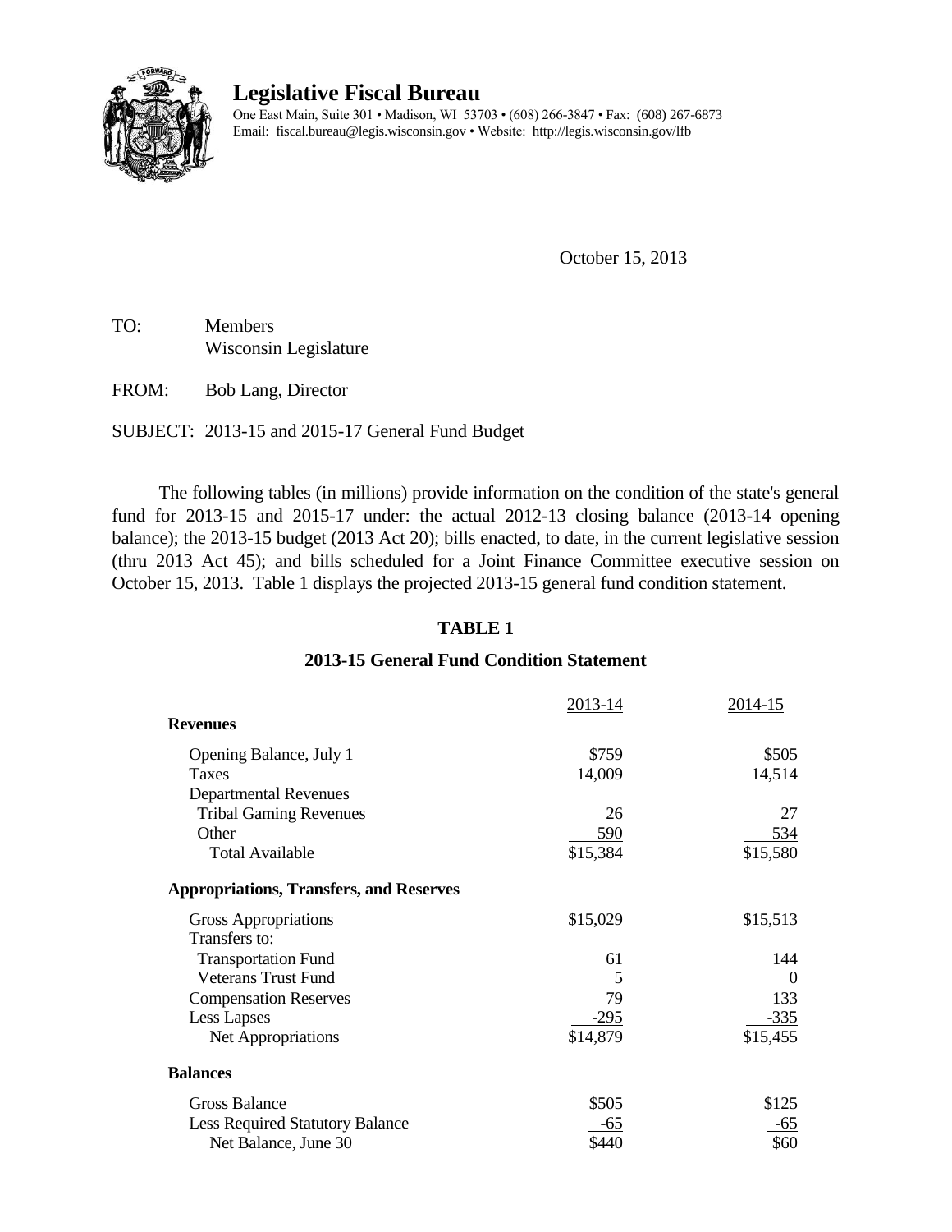# Legislative Fiscal Bureau

One East Main, Suite 301 • Madison, WI 53703 • (608) 266-3847 • Fax: (608) 267-6873
Email: fiscal.bureau@legis.wisconsin.gov • Website: http://legis.wisconsin.gov/lfb

October 15, 2013

TO: Members
Wisconsin Legislature

FROM: Bob Lang, Director

SUBJECT: 2013-15 and 2015-17 General Fund Budget

The following tables (in millions) provide information on the condition of the state's general fund for 2013-15 and 2015-17 under: the actual 2012-13 closing balance (2013-14 opening balance); the 2013-15 budget (2013 Act 20); bills enacted, to date, in the current legislative session (thru 2013 Act 45); and bills scheduled for a Joint Finance Committee executive session on October 15, 2013. Table 1 displays the projected 2013-15 general fund condition statement.

**TABLE 1**

**2013-15 General Fund Condition Statement**

| | 2013-14 | 2014-15 |
|---|---|---|
| **Revenues** | | |
| Opening Balance, July 1 | $759 | $505 |
| Taxes | 14,009 | 14,514 |
| Departmental Revenues | | |
| Tribal Gaming Revenues | 26 | 27 |
| Other | 590 | 534 |
| Total Available | $15,384 | $15,580 |
| **Appropriations, Transfers, and Reserves** | | |
| Gross Appropriations | $15,029 | $15,513 |
| Transfers to: | | |
| Transportation Fund | 61 | 144 |
| Veterans Trust Fund | 5 | 0 |
| Compensation Reserves | 79 | 133 |
| Less Lapses | -295 | -335 |
| Net Appropriations | $14,879 | $15,455 |
| **Balances** | | |
| Gross Balance | $505 | $125 |
| Less Required Statutory Balance | -65 | -65 |
| Net Balance, June 30 | $440 | $60 |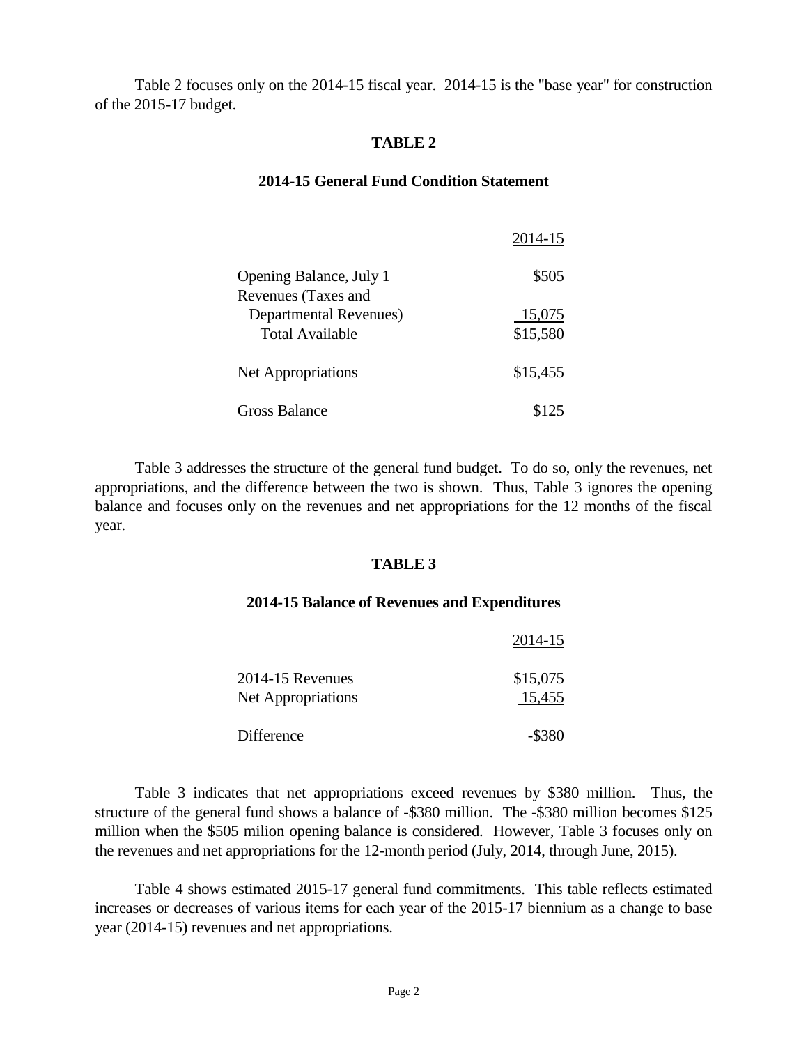Table 2 focuses only on the 2014-15 fiscal year. 2014-15 is the "base year" for construction of the 2015-17 budget.

**TABLE 2**

**2014-15 General Fund Condition Statement**

| | 2014-15 |
|---|---:|
| Opening Balance, July 1 | \$505 |
| Revenues (Taxes and Departmental Revenues) | 15,075 |
| Total Available | \$15,580 |
| Net Appropriations | \$15,455 |
| Gross Balance | \$125 |

Table 3 addresses the structure of the general fund budget. To do so, only the revenues, net appropriations, and the difference between the two is shown. Thus, Table 3 ignores the opening balance and focuses only on the revenues and net appropriations for the 12 months of the fiscal year.

**TABLE 3**

**2014-15 Balance of Revenues and Expenditures**

| | 2014-15 |
|---|---:|
| 2014-15 Revenues | \$15,075 |
| Net Appropriations | 15,455 |
| Difference | -\$380 |

Table 3 indicates that net appropriations exceed revenues by \$380 million. Thus, the structure of the general fund shows a balance of -\$380 million. The -\$380 million becomes \$125 million when the \$505 milion opening balance is considered. However, Table 3 focuses only on the revenues and net appropriations for the 12-month period (July, 2014, through June, 2015).

Table 4 shows estimated 2015-17 general fund commitments. This table reflects estimated increases or decreases of various items for each year of the 2015-17 biennium as a change to base year (2014-15) revenues and net appropriations.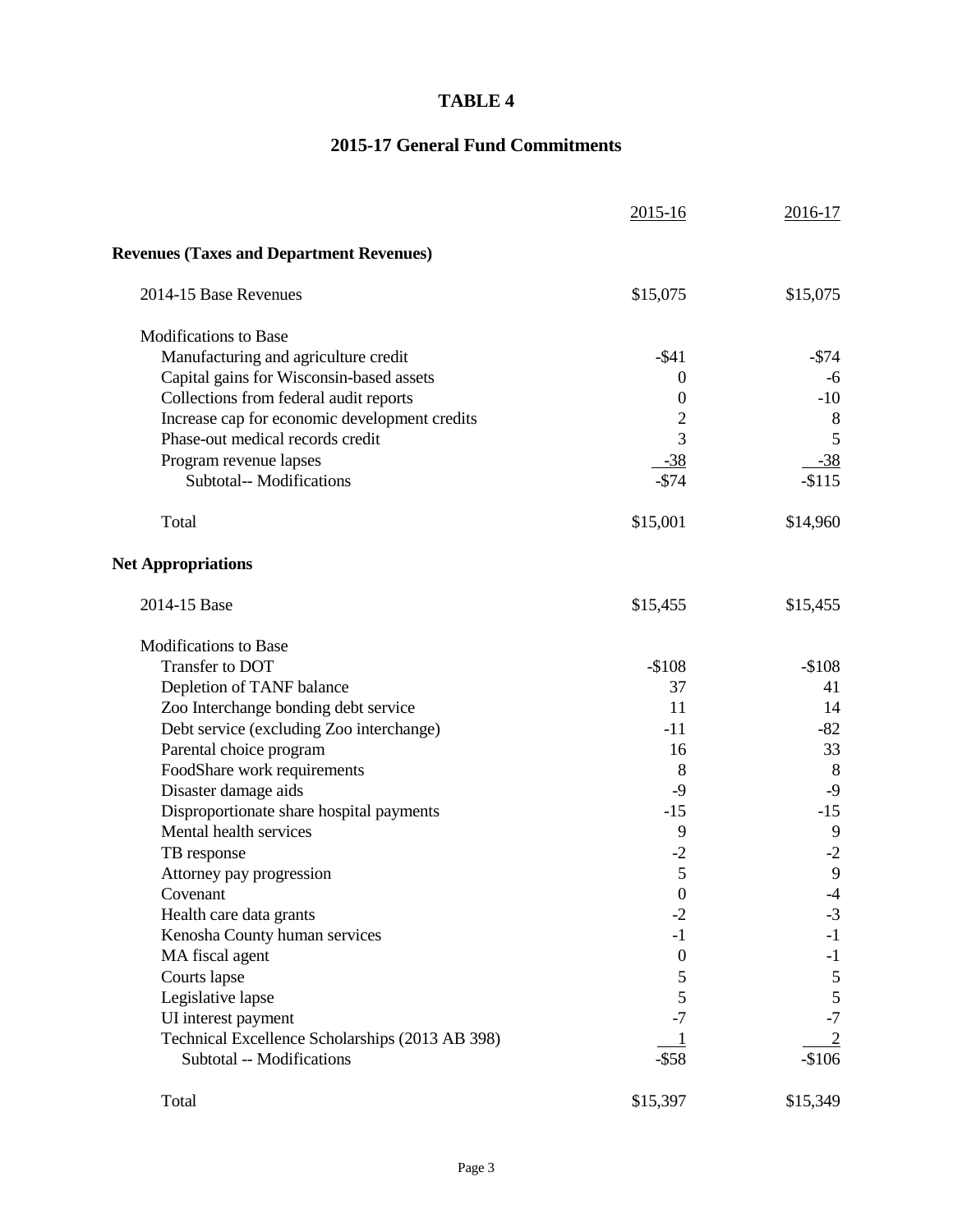# TABLE 4

## 2015-17 General Fund Commitments

| | 2015-16 | 2016-17 |
|---|---|---|
| **Revenues (Taxes and Department Revenues)** | | |
| 2014-15 Base Revenues | $15,075 | $15,075 |
| Modifications to Base | | |
| Manufacturing and agriculture credit | -$41 | -$74 |
| Capital gains for Wisconsin-based assets | 0 | -6 |
| Collections from federal audit reports | 0 | -10 |
| Increase cap for economic development credits | 2 | 8 |
| Phase-out medical records credit | 3 | 5 |
| Program revenue lapses | -38 | -38 |
| Subtotal-- Modifications | -$74 | -$115 |
| Total | $15,001 | $14,960 |
| **Net Appropriations** | | |
| 2014-15 Base | $15,455 | $15,455 |
| Modifications to Base | | |
| Transfer to DOT | -$108 | -$108 |
| Depletion of TANF balance | 37 | 41 |
| Zoo Interchange bonding debt service | 11 | 14 |
| Debt service (excluding Zoo interchange) | -11 | -82 |
| Parental choice program | 16 | 33 |
| FoodShare work requirements | 8 | 8 |
| Disaster damage aids | -9 | -9 |
| Disproportionate share hospital payments | -15 | -15 |
| Mental health services | 9 | 9 |
| TB response | -2 | -2 |
| Attorney pay progression | 5 | 9 |
| Covenant | 0 | -4 |
| Health care data grants | -2 | -3 |
| Kenosha County human services | -1 | -1 |
| MA fiscal agent | 0 | -1 |
| Courts lapse | 5 | 5 |
| Legislative lapse | 5 | 5 |
| UI interest payment | -7 | -7 |
| Technical Excellence Scholarships (2013 AB 398) | 1 | 2 |
| Subtotal -- Modifications | -$58 | -$106 |
| Total | $15,397 | $15,349 |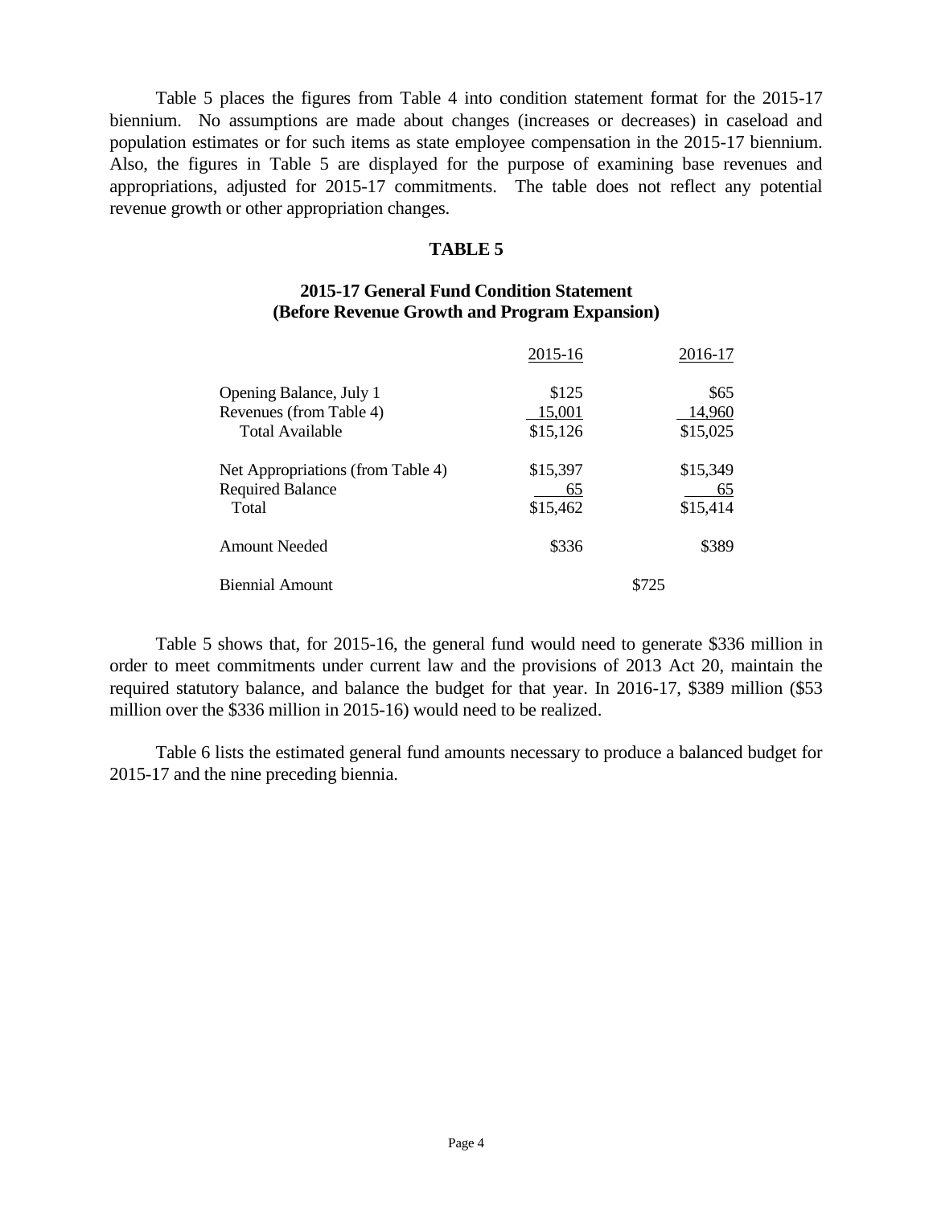Table 5 places the figures from Table 4 into condition statement format for the 2015-17 biennium. No assumptions are made about changes (increases or decreases) in caseload and population estimates or for such items as state employee compensation in the 2015-17 biennium. Also, the figures in Table 5 are displayed for the purpose of examining base revenues and appropriations, adjusted for 2015-17 commitments. The table does not reflect any potential revenue growth or other appropriation changes.

**TABLE 5**

**2015-17 General Fund Condition Statement (Before Revenue Growth and Program Expansion)**

| | 2015-16 | 2016-17 |
|---|---|---|
| Opening Balance, July 1 | $125 | $65 |
| Revenues (from Table 4) | 15,001 | 14,960 |
| Total Available | $15,126 | $15,025 |
| | | |
| Net Appropriations (from Table 4) | $15,397 | $15,349 |
| Required Balance | 65 | 65 |
| Total | $15,462 | $15,414 |
| | | |
| Amount Needed | $336 | $389 |
| | | |
| Biennial Amount | $725 | |

Table 5 shows that, for 2015-16, the general fund would need to generate $336 million in order to meet commitments under current law and the provisions of 2013 Act 20, maintain the required statutory balance, and balance the budget for that year. In 2016-17, $389 million ($53 million over the $336 million in 2015-16) would need to be realized.

Table 6 lists the estimated general fund amounts necessary to produce a balanced budget for 2015-17 and the nine preceding biennia.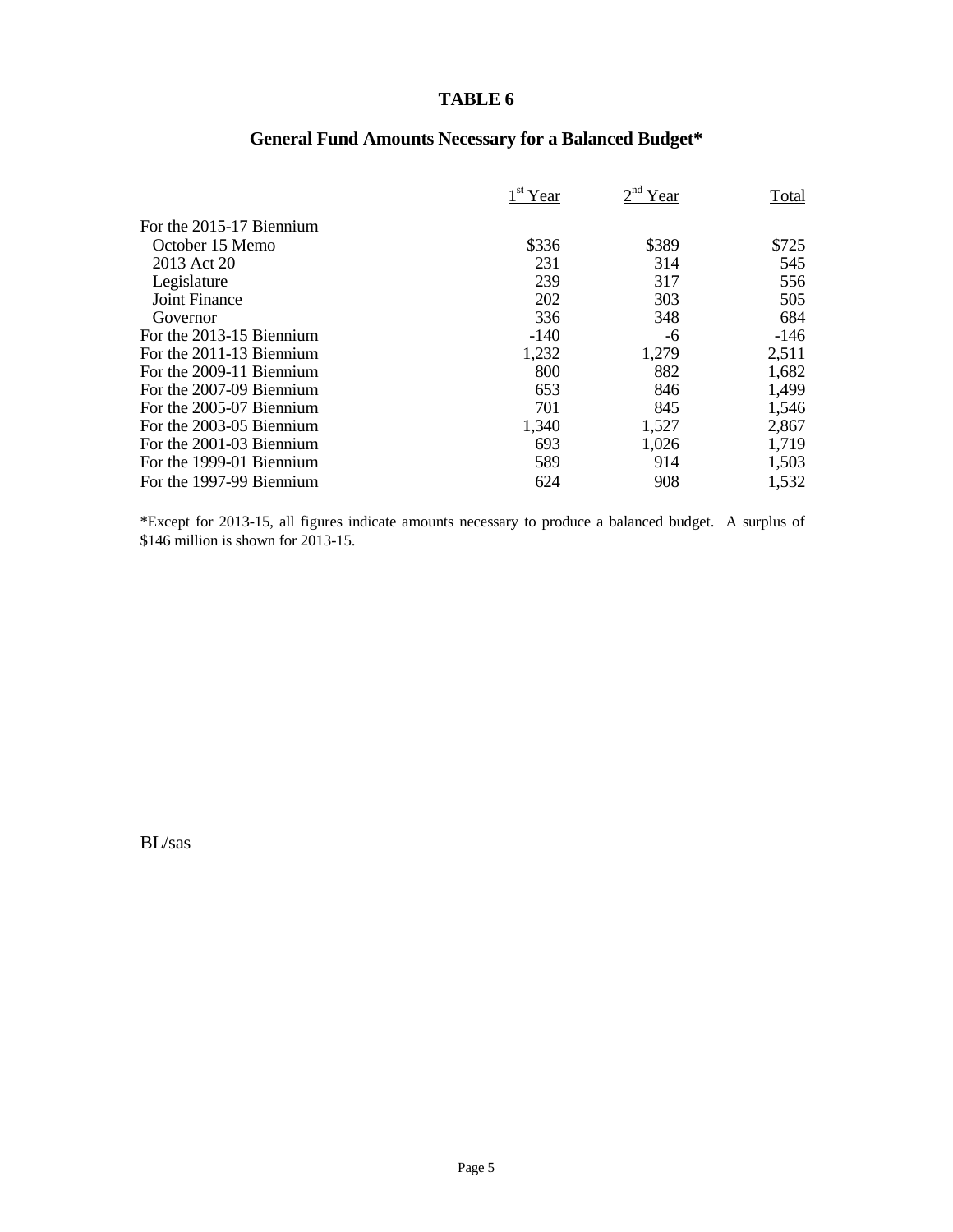# TABLE 6

## General Fund Amounts Necessary for a Balanced Budget*

| | 1st Year | 2nd Year | Total |
|---|---|---|---|
| For the 2015-17 Biennium | | | |
| October 15 Memo | \$336 | \$389 | \$725 |
| 2013 Act 20 | 231 | 314 | 545 |
| Legislature | 239 | 317 | 556 |
| Joint Finance | 202 | 303 | 505 |
| Governor | 336 | 348 | 684 |
| For the 2013-15 Biennium | -140 | -6 | -146 |
| For the 2011-13 Biennium | 1,232 | 1,279 | 2,511 |
| For the 2009-11 Biennium | 800 | 882 | 1,682 |
| For the 2007-09 Biennium | 653 | 846 | 1,499 |
| For the 2005-07 Biennium | 701 | 845 | 1,546 |
| For the 2003-05 Biennium | 1,340 | 1,527 | 2,867 |
| For the 2001-03 Biennium | 693 | 1,026 | 1,719 |
| For the 1999-01 Biennium | 589 | 914 | 1,503 |
| For the 1997-99 Biennium | 624 | 908 | 1,532 |

*Except for 2013-15, all figures indicate amounts necessary to produce a balanced budget. A surplus of \$146 million is shown for 2013-15.

BL/sas